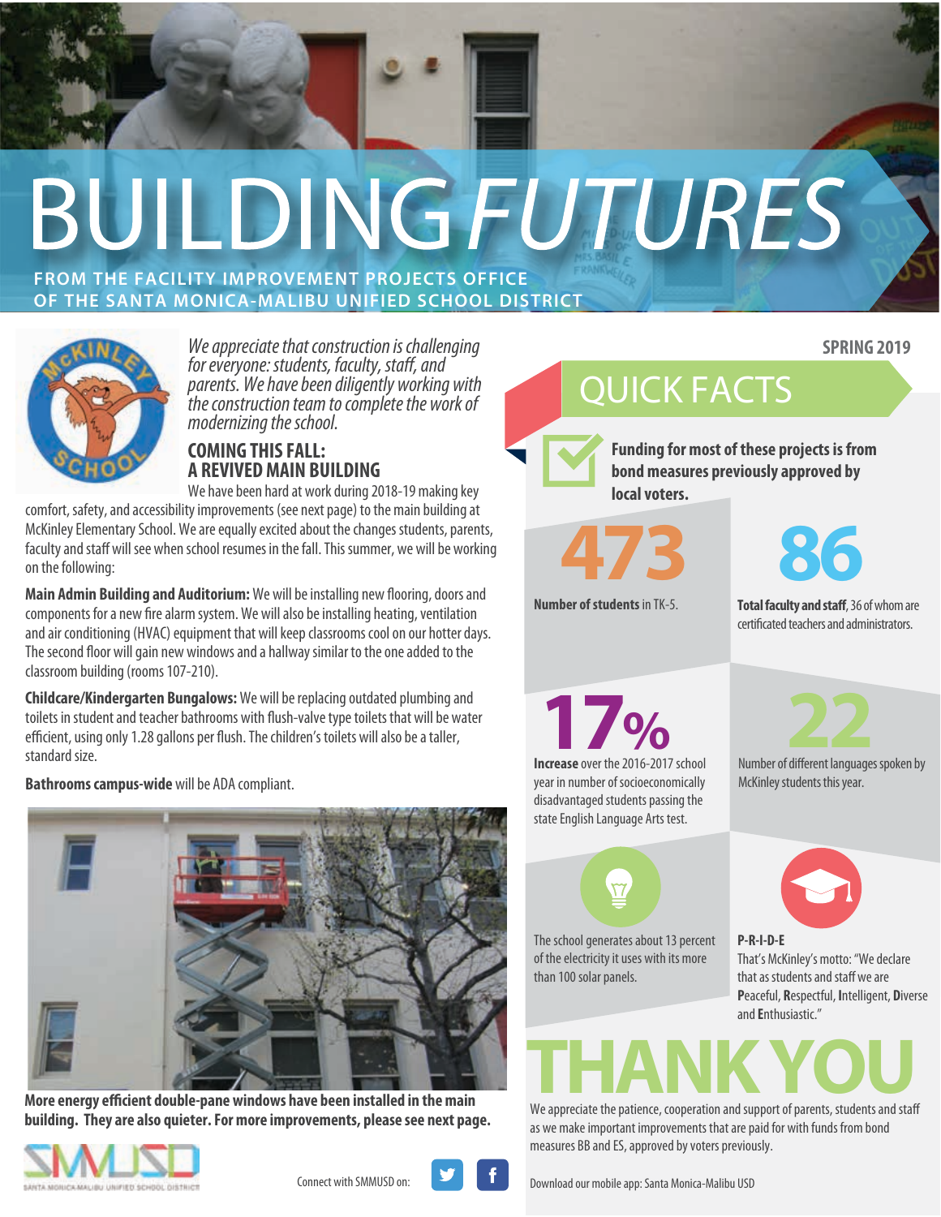# BUILDING *FUTURES*

**FROM THE FACILITY IMPROVEMENT PROJECTS OFFICE OF THE SANTA MONICA-MALIBU UNIFIED SCHOOL DISTRICT**

*We appreciate that construction is challenging for everyone: students, faculty, staff, and parents. We have been diligently working with the construction team to complete the work of modernizing the school.*

## COMING THIS FALL: A REVIVED MAIN BUILDING

We have been hard at work during 2018-19 making key comfort, safety, and accessibility improvements (see next page) to the main building at McKinley Elementary School. We are equally excited about the changes students, parents, faculty and staff will see when school resumes in the fall. This summer, we will be working on the following:

**Main Admin Building and Auditorium:** We will be installing new flooring, doors and components for a new fire alarm system. We will also be installing heating, ventilation and air conditioning (HVAC) equipment that will keep classrooms cool on our hotter days. The second floor will gain new windows and a hallway similar to the one added to the classroom building (rooms 107-210).

**Childcare/Kindergarten Bungalows:** We will be replacing outdated plumbing and toilets in student and teacher bathrooms with flush-valve type toilets that will be water efficient, using only 1.28 gallons per flush. The children's toilets will also be a taller, standard size.

**Bathrooms campus-wide** will be ADA compliant.

**More energy efficient double-pane windows have been installed in the main building. They are also quieter. For more improvements, please see next page.**

Connect with SMMUSD on:

**SPRING 2019**

## QUICK FACTS

**Funding for most of these projects is from bond measures previously approved by local voters.**

**473**

**Number of students** in TK-5.

**86**

**Total faculty and staff**, 36 of whom are certificated teachers and administrators.

**17%**

**Increase** over the 2016-2017 school year in number of socioeconomically disadvantaged students passing the state English Language Arts test.

**22**

Number of different languages spoken by McKinley students this year.

The school generates about 13 percent of the electricity it uses with its more than 100 solar panels.

**P-R-I-D-E**

That's McKinley's motto: "We declare that as students and staff we are **P**eaceful, **R**espectful, **I**ntelligent, **D**iverse and **E**nthusiastic."

## THANK YOU

We appreciate the patience, cooperation and support of parents, students and staff as we make important improvements that are paid for with funds from bond measures BB and ES, approved by voters previously.

Download our mobile app: Santa Monica-Malibu USD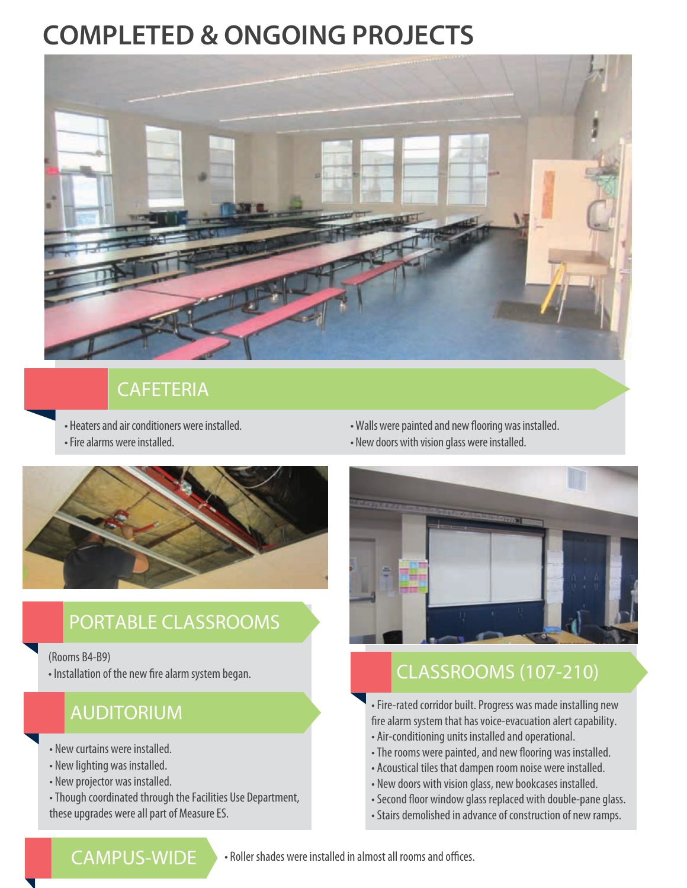# COMPLETED & ONGOING PROJECTS

## CAFETERIA

- Heaters and air conditioners were installed.
- Fire alarms were installed.
- Walls were painted and new flooring was installed.
- New doors with vision glass were installed.

## PORTABLE CLASSROOMS

(Rooms B4-B9)

- Installation of the new fire alarm system began.

## AUDITORIUM

- New curtains were installed.
- New lighting was installed.
- New projector was installed.
- Though coordinated through the Facilities Use Department, these upgrades were all part of Measure ES.

## CLASSROOMS (107-210)

- Fire-rated corridor built. Progress was made installing new fire alarm system that has voice-evacuation alert capability.
- Air-conditioning units installed and operational.
- The rooms were painted, and new flooring was installed.
- Acoustical tiles that dampen room noise were installed.
- New doors with vision glass, new bookcases installed.
- Second floor window glass replaced with double-pane glass.
- Stairs demolished in advance of construction of new ramps.

## CAMPUS-WIDE

- Roller shades were installed in almost all rooms and offices.